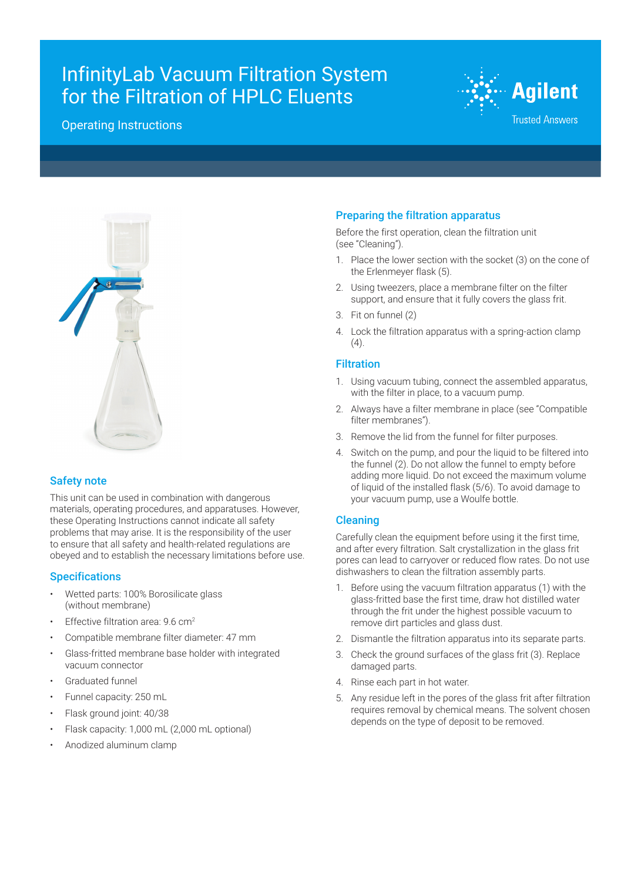# InfinityLab Vacuum Filtration System for the Filtration of HPLC Eluents

## Operating Instructions

## Safety note

This unit can be used in combination with dangerous materials, operating procedures, and apparatuses. However, these Operating Instructions cannot indicate all safety problems that may arise. It is the responsibility of the user to ensure that all safety and health-related regulations are obeyed and to establish the necessary limitations before use.

## Specifications

- Wetted parts: 100% Borosilicate glass (without membrane)
- Effective filtration area: 9.6 $cm^2$
- Compatible membrane filter diameter: 47 mm
- Glass-fritted membrane base holder with integrated vacuum connector
- Graduated funnel
- Funnel capacity: 250 mL
- Flask ground joint: 40/38
- Flask capacity: 1,000 mL (2,000 mL optional)
- Anodized aluminum clamp

## Preparing the filtration apparatus

Before the first operation, clean the filtration unit (see "Cleaning").

1. Place the lower section with the socket (3) on the cone of the Erlenmeyer flask (5).
2. Using tweezers, place a membrane filter on the filter support, and ensure that it fully covers the glass frit.
3. Fit on funnel (2)
4. Lock the filtration apparatus with a spring-action clamp (4).

## Filtration

1. Using vacuum tubing, connect the assembled apparatus, with the filter in place, to a vacuum pump.
2. Always have a filter membrane in place (see "Compatible filter membranes").
3. Remove the lid from the funnel for filter purposes.
4. Switch on the pump, and pour the liquid to be filtered into the funnel (2). Do not allow the funnel to empty before adding more liquid. Do not exceed the maximum volume of liquid of the installed flask (5/6). To avoid damage to your vacuum pump, use a Woulfe bottle.

## Cleaning

Carefully clean the equipment before using it the first time, and after every filtration. Salt crystallization in the glass frit pores can lead to carryover or reduced flow rates. Do not use dishwashers to clean the filtration assembly parts.

1. Before using the vacuum filtration apparatus (1) with the glass-fritted base the first time, draw hot distilled water through the frit under the highest possible vacuum to remove dirt particles and glass dust.
2. Dismantle the filtration apparatus into its separate parts.
3. Check the ground surfaces of the glass frit (3). Replace damaged parts.
4. Rinse each part in hot water.
5. Any residue left in the pores of the glass frit after filtration requires removal by chemical means. The solvent chosen depends on the type of deposit to be removed.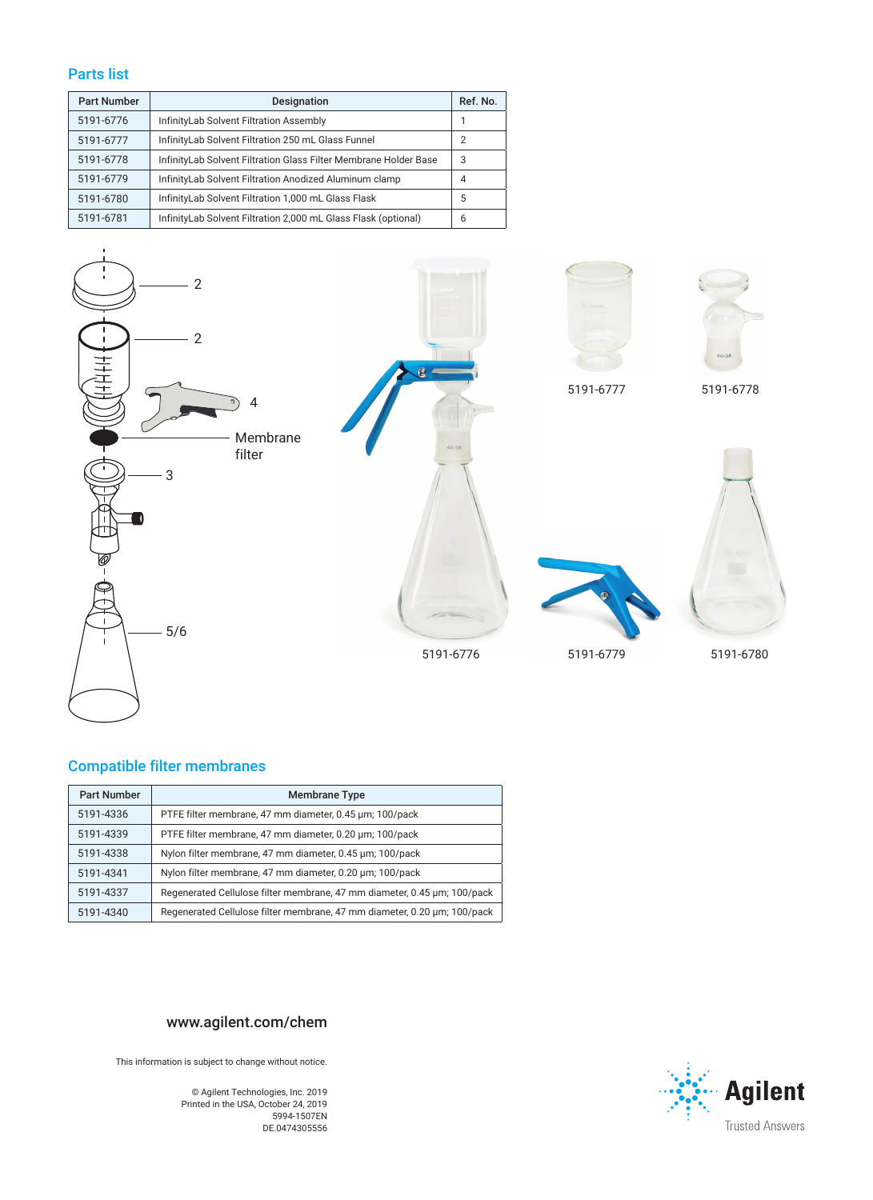## Parts list

| Part Number | Designation | Ref. No. |
|---|---|---|
| 5191-6776 | InfinityLab Solvent Filtration Assembly | 1 |
| 5191-6777 | InfinityLab Solvent Filtration 250 mL Glass Funnel | 2 |
| 5191-6778 | InfinityLab Solvent Filtration Glass Filter Membrane Holder Base | 3 |
| 5191-6779 | InfinityLab Solvent Filtration Anodized Aluminum clamp | 4 |
| 5191-6780 | InfinityLab Solvent Filtration 1,000 mL Glass Flask | 5 |
| 5191-6781 | InfinityLab Solvent Filtration 2,000 mL Glass Flask (optional) | 6 |

2

2

4

Membrane filter

3

5/6

5191-6777

5191-6778

5191-6776

5191-6779

5191-6780

## Compatible filter membranes

| Part Number | Membrane Type |
|---|---|
| 5191-4336 | PTFE filter membrane, 47 mm diameter, 0.45 µm; 100/pack |
| 5191-4339 | PTFE filter membrane, 47 mm diameter, 0.20 µm; 100/pack |
| 5191-4338 | Nylon filter membrane, 47 mm diameter, 0.45 µm; 100/pack |
| 5191-4341 | Nylon filter membrane, 47 mm diameter, 0.20 µm; 100/pack |
| 5191-4337 | Regenerated Cellulose filter membrane, 47 mm diameter, 0.45 µm; 100/pack |
| 5191-4340 | Regenerated Cellulose filter membrane, 47 mm diameter, 0.20 µm; 100/pack |

www.agilent.com/chem

This information is subject to change without notice.

© Agilent Technologies, Inc. 2019
Printed in the USA, October 24, 2019
5994-1507EN
DE.0474305556

Agilent
Trusted Answers